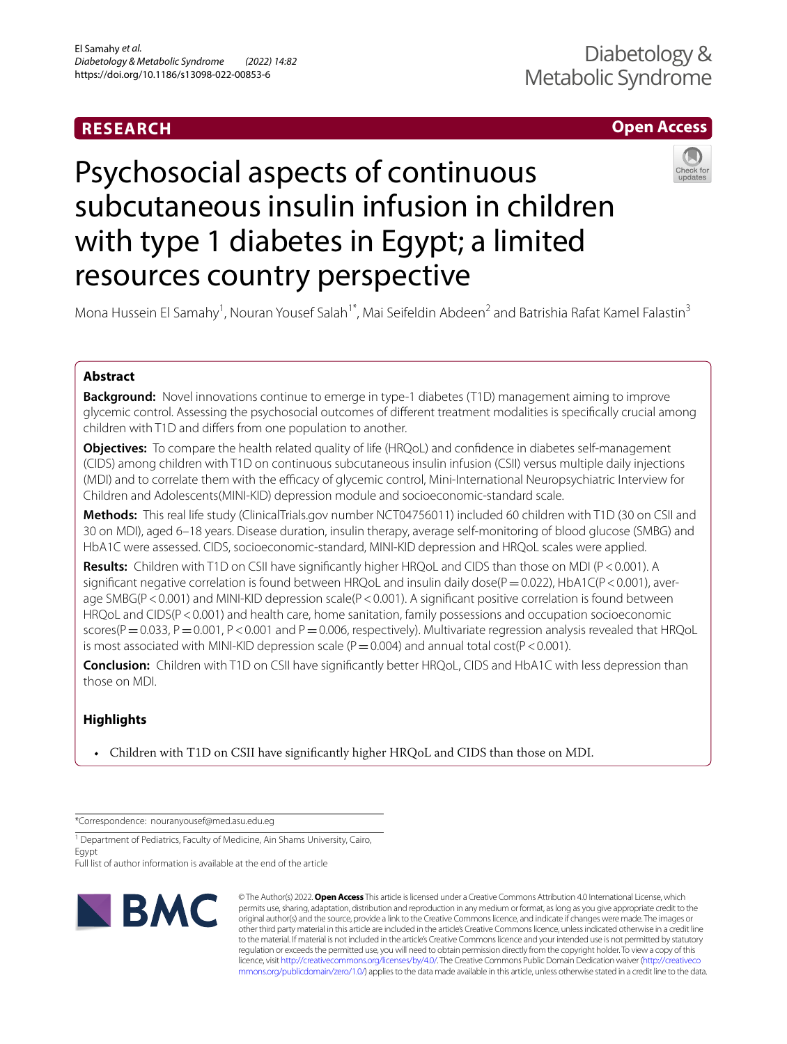RESEARCH

Open Access

# Psychosocial aspects of continuous subcutaneous insulin infusion in children with type 1 diabetes in Egypt; a limited resources country perspective

Mona Hussein El Samahy[1], Nouran Yousef Salah[1*], Mai Seifeldin Abdeen[2] and Batrishia Rafat Kamel Falastin[3]

## Abstract

**Background:** Novel innovations continue to emerge in type-1 diabetes (T1D) management aiming to improve glycemic control. Assessing the psychosocial outcomes of different treatment modalities is specifically crucial among children with T1D and differs from one population to another.

**Objectives:** To compare the health related quality of life (HRQoL) and confidence in diabetes self-management (CIDS) among children with T1D on continuous subcutaneous insulin infusion (CSII) versus multiple daily injections (MDI) and to correlate them with the efficacy of glycemic control, Mini-International Neuropsychiatric Interview for Children and Adolescents(MINI-KID) depression module and socioeconomic-standard scale.

**Methods:** This real life study (ClinicalTrials.gov number NCT04756011) included 60 children with T1D (30 on CSII and 30 on MDI), aged 6–18 years. Disease duration, insulin therapy, average self-monitoring of blood glucose (SMBG) and HbA1C were assessed. CIDS, socioeconomic-standard, MINI-KID depression and HRQoL scales were applied.

**Results:** Children with T1D on CSII have significantly higher HRQoL and CIDS than those on MDI ($P < 0.001$). A significant negative correlation is found between HRQoL and insulin daily dose($P = 0.022$), HbA1C($P < 0.001$), average SMBG($P < 0.001$) and MINI-KID depression scale($P < 0.001$). A significant positive correlation is found between HRQoL and CIDS($P < 0.001$) and health care, home sanitation, family possessions and occupation socioeconomic scores($P = 0.033$, $P = 0.001$, $P < 0.001$ and $P = 0.006$, respectively). Multivariate regression analysis revealed that HRQoL is most associated with MINI-KID depression scale ($P = 0.004$) and annual total cost($P < 0.001$).

**Conclusion:** Children with T1D on CSII have significantly better HRQoL, CIDS and HbA1C with less depression than those on MDI.

## Highlights

- Children with T1D on CSII have significantly higher HRQoL and CIDS than those on MDI.

*Correspondence: nouranyousef@med.asu.edu.eg

[1] Department of Pediatrics, Faculty of Medicine, Ain Shams University, Cairo, Egypt

Full list of author information is available at the end of the article

© The Author(s) 2022. **Open Access** This article is licensed under a Creative Commons Attribution 4.0 International License, which permits use, sharing, adaptation, distribution and reproduction in any medium or format, as long as you give appropriate credit to the original author(s) and the source, provide a link to the Creative Commons licence, and indicate if changes were made. The images or other third party material in this article are included in the article's Creative Commons licence, unless indicated otherwise in a credit line to the material. If material is not included in the article's Creative Commons licence and your intended use is not permitted by statutory regulation or exceeds the permitted use, you will need to obtain permission directly from the copyright holder. To view a copy of this licence, visit http://creativecommons.org/licenses/by/4.0/. The Creative Commons Public Domain Dedication waiver (http://creativecommons.org/publicdomain/zero/1.0/) applies to the data made available in this article, unless otherwise stated in a credit line to the data.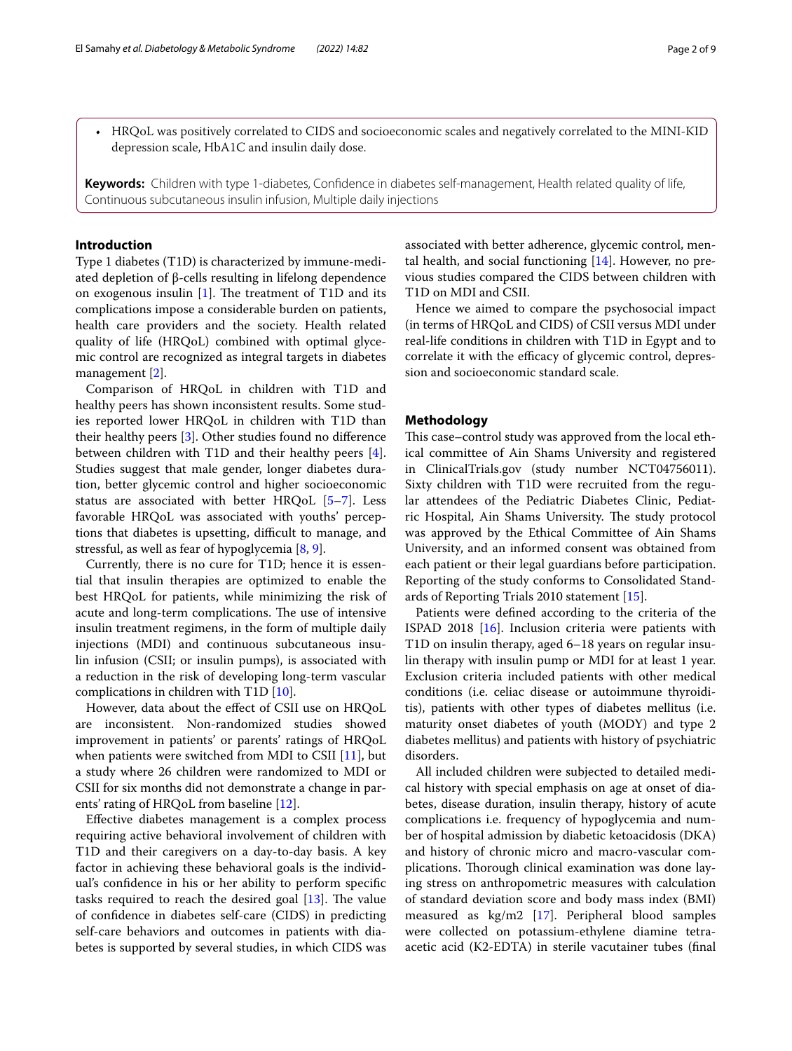- HRQoL was positively correlated to CIDS and socioeconomic scales and negatively correlated to the MINI-KID depression scale, HbA1C and insulin daily dose.

**Keywords:** Children with type 1-diabetes, Confidence in diabetes self-management, Health related quality of life, Continuous subcutaneous insulin infusion, Multiple daily injections

## Introduction

Type 1 diabetes (T1D) is characterized by immune-mediated depletion of β-cells resulting in lifelong dependence on exogenous insulin [1]. The treatment of T1D and its complications impose a considerable burden on patients, health care providers and the society. Health related quality of life (HRQoL) combined with optimal glycemic control are recognized as integral targets in diabetes management [2].

Comparison of HRQoL in children with T1D and healthy peers has shown inconsistent results. Some studies reported lower HRQoL in children with T1D than their healthy peers [3]. Other studies found no difference between children with T1D and their healthy peers [4]. Studies suggest that male gender, longer diabetes duration, better glycemic control and higher socioeconomic status are associated with better HRQoL [5–7]. Less favorable HRQoL was associated with youths' perceptions that diabetes is upsetting, difficult to manage, and stressful, as well as fear of hypoglycemia [8, 9].

Currently, there is no cure for T1D; hence it is essential that insulin therapies are optimized to enable the best HRQoL for patients, while minimizing the risk of acute and long-term complications. The use of intensive insulin treatment regimens, in the form of multiple daily injections (MDI) and continuous subcutaneous insulin infusion (CSII; or insulin pumps), is associated with a reduction in the risk of developing long-term vascular complications in children with T1D [10].

However, data about the effect of CSII use on HRQoL are inconsistent. Non-randomized studies showed improvement in patients' or parents' ratings of HRQoL when patients were switched from MDI to CSII [11], but a study where 26 children were randomized to MDI or CSII for six months did not demonstrate a change in parents' rating of HRQoL from baseline [12].

Effective diabetes management is a complex process requiring active behavioral involvement of children with T1D and their caregivers on a day-to-day basis. A key factor in achieving these behavioral goals is the individual's confidence in his or her ability to perform specific tasks required to reach the desired goal [13]. The value of confidence in diabetes self-care (CIDS) in predicting self-care behaviors and outcomes in patients with diabetes is supported by several studies, in which CIDS was associated with better adherence, glycemic control, mental health, and social functioning [14]. However, no previous studies compared the CIDS between children with T1D on MDI and CSII.

Hence we aimed to compare the psychosocial impact (in terms of HRQoL and CIDS) of CSII versus MDI under real-life conditions in children with T1D in Egypt and to correlate it with the efficacy of glycemic control, depression and socioeconomic standard scale.

## Methodology

This case–control study was approved from the local ethical committee of Ain Shams University and registered in ClinicalTrials.gov (study number NCT04756011). Sixty children with T1D were recruited from the regular attendees of the Pediatric Diabetes Clinic, Pediatric Hospital, Ain Shams University. The study protocol was approved by the Ethical Committee of Ain Shams University, and an informed consent was obtained from each patient or their legal guardians before participation. Reporting of the study conforms to Consolidated Standards of Reporting Trials 2010 statement [15].

Patients were defined according to the criteria of the ISPAD 2018 [16]. Inclusion criteria were patients with T1D on insulin therapy, aged 6–18 years on regular insulin therapy with insulin pump or MDI for at least 1 year. Exclusion criteria included patients with other medical conditions (i.e. celiac disease or autoimmune thyroiditis), patients with other types of diabetes mellitus (i.e. maturity onset diabetes of youth (MODY) and type 2 diabetes mellitus) and patients with history of psychiatric disorders.

All included children were subjected to detailed medical history with special emphasis on age at onset of diabetes, disease duration, insulin therapy, history of acute complications i.e. frequency of hypoglycemia and number of hospital admission by diabetic ketoacidosis (DKA) and history of chronic micro and macro-vascular complications. Thorough clinical examination was done laying stress on anthropometric measures with calculation of standard deviation score and body mass index (BMI) measured as kg/m2 [17]. Peripheral blood samples were collected on potassium-ethylene diamine tetra-acetic acid (K2-EDTA) in sterile vacutainer tubes (final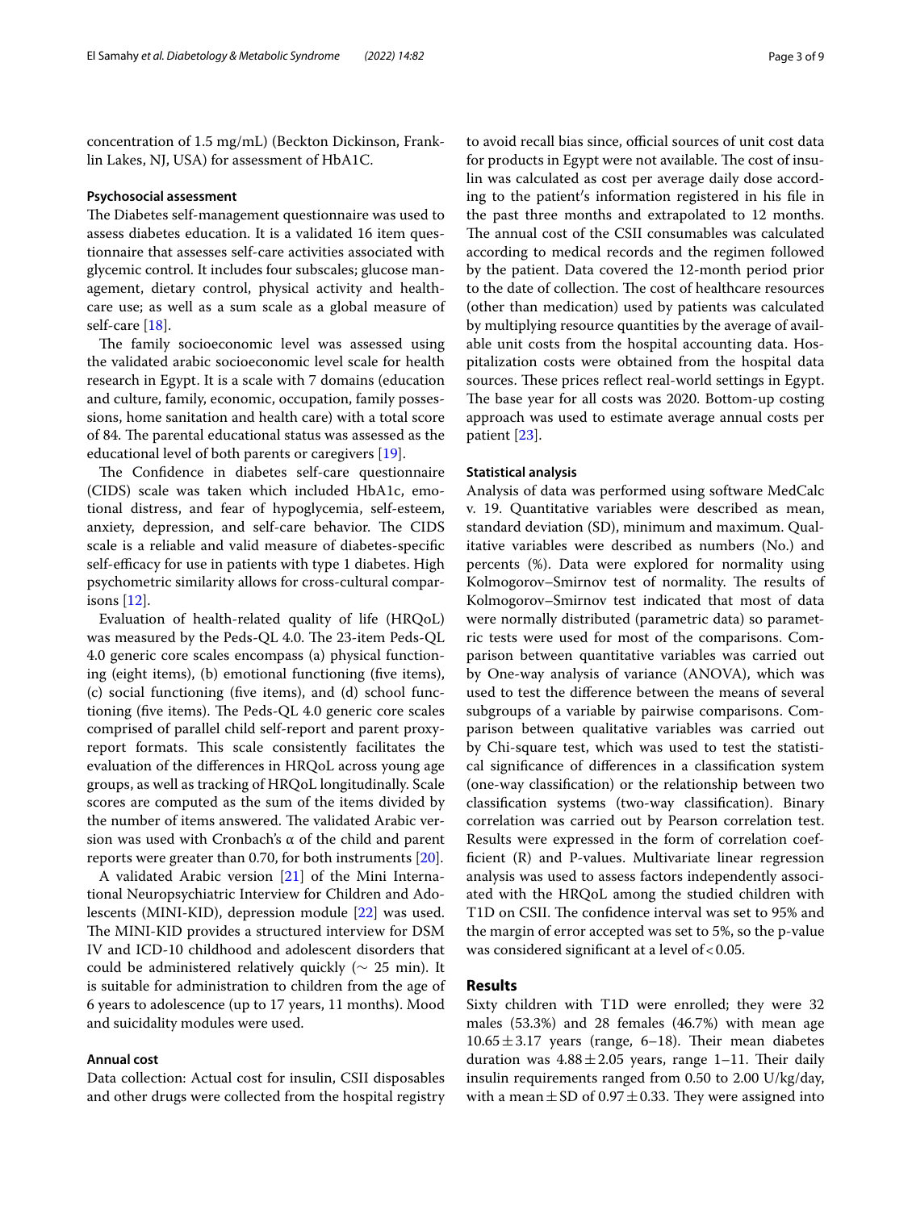concentration of 1.5 mg/mL) (Beckton Dickinson, Franklin Lakes, NJ, USA) for assessment of HbA1C.

### Psychosocial assessment

The Diabetes self-management questionnaire was used to assess diabetes education. It is a validated 16 item questionnaire that assesses self-care activities associated with glycemic control. It includes four subscales; glucose management, dietary control, physical activity and healthcare use; as well as a sum scale as a global measure of self-care [18].

The family socioeconomic level was assessed using the validated arabic socioeconomic level scale for health research in Egypt. It is a scale with 7 domains (education and culture, family, economic, occupation, family possessions, home sanitation and health care) with a total score of 84. The parental educational status was assessed as the educational level of both parents or caregivers [19].

The Confidence in diabetes self-care questionnaire (CIDS) scale was taken which included HbA1c, emotional distress, and fear of hypoglycemia, self-esteem, anxiety, depression, and self-care behavior. The CIDS scale is a reliable and valid measure of diabetes-specific self-efficacy for use in patients with type 1 diabetes. High psychometric similarity allows for cross-cultural comparisons [12].

Evaluation of health-related quality of life (HRQoL) was measured by the Peds-QL 4.0. The 23-item Peds-QL 4.0 generic core scales encompass (a) physical functioning (eight items), (b) emotional functioning (five items), (c) social functioning (five items), and (d) school functioning (five items). The Peds-QL 4.0 generic core scales comprised of parallel child self-report and parent proxy-report formats. This scale consistently facilitates the evaluation of the differences in HRQoL across young age groups, as well as tracking of HRQoL longitudinally. Scale scores are computed as the sum of the items divided by the number of items answered. The validated Arabic version was used with Cronbach's α of the child and parent reports were greater than 0.70, for both instruments [20].

A validated Arabic version [21] of the Mini International Neuropsychiatric Interview for Children and Adolescents (MINI-KID), depression module [22] was used. The MINI-KID provides a structured interview for DSM IV and ICD-10 childhood and adolescent disorders that could be administered relatively quickly (∼ 25 min). It is suitable for administration to children from the age of 6 years to adolescence (up to 17 years, 11 months). Mood and suicidality modules were used.

### Annual cost

Data collection: Actual cost for insulin, CSII disposables and other drugs were collected from the hospital registry to avoid recall bias since, official sources of unit cost data for products in Egypt were not available. The cost of insulin was calculated as cost per average daily dose according to the patient's information registered in his file in the past three months and extrapolated to 12 months. The annual cost of the CSII consumables was calculated according to medical records and the regimen followed by the patient. Data covered the 12-month period prior to the date of collection. The cost of healthcare resources (other than medication) used by patients was calculated by multiplying resource quantities by the average of available unit costs from the hospital accounting data. Hospitalization costs were obtained from the hospital data sources. These prices reflect real-world settings in Egypt. The base year for all costs was 2020. Bottom-up costing approach was used to estimate average annual costs per patient [23].

### Statistical analysis

Analysis of data was performed using software MedCalc v. 19. Quantitative variables were described as mean, standard deviation (SD), minimum and maximum. Qualitative variables were described as numbers (No.) and percents (%). Data were explored for normality using Kolmogorov–Smirnov test of normality. The results of Kolmogorov–Smirnov test indicated that most of data were normally distributed (parametric data) so parametric tests were used for most of the comparisons. Comparison between quantitative variables was carried out by One-way analysis of variance (ANOVA), which was used to test the difference between the means of several subgroups of a variable by pairwise comparisons. Comparison between qualitative variables was carried out by Chi-square test, which was used to test the statistical significance of differences in a classification system (one-way classification) or the relationship between two classification systems (two-way classification). Binary correlation was carried out by Pearson correlation test. Results were expressed in the form of correlation coefficient (R) and P-values. Multivariate linear regression analysis was used to assess factors independently associated with the HRQoL among the studied children with T1D on CSII. The confidence interval was set to 95% and the margin of error accepted was set to 5%, so the p-value was considered significant at a level of $<0.05$.

## Results

Sixty children with T1D were enrolled; they were 32 males (53.3%) and 28 females (46.7%) with mean age $10.65 \pm 3.17$ years (range, 6–18). Their mean diabetes duration was $4.88 \pm 2.05$ years, range 1–11. Their daily insulin requirements ranged from 0.50 to 2.00 U/kg/day, with a mean $\pm$ SD of $0.97 \pm 0.33$. They were assigned into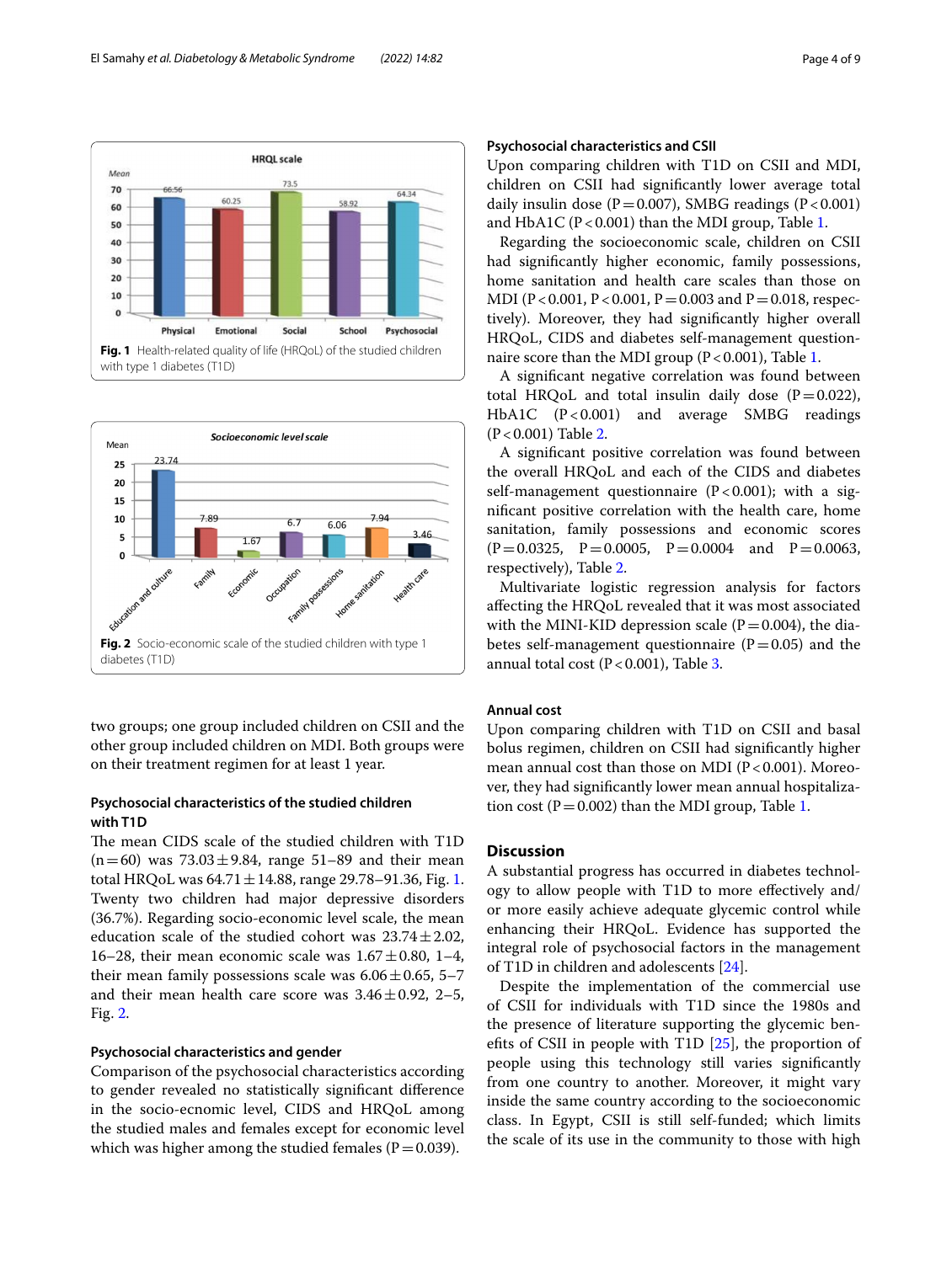Fig. 1 Health-related quality of life (HRQoL) of the studied children with type 1 diabetes (T1D)

Fig. 2 Socio-economic scale of the studied children with type 1 diabetes (T1D)

two groups; one group included children on CSII and the other group included children on MDI. Both groups were on their treatment regimen for at least 1 year.

### Psychosocial characteristics of the studied children with T1D

The mean CIDS scale of the studied children with T1D (n = 60) was 73.03 ± 9.84, range 51–89 and their mean total HRQoL was 64.71 ± 14.88, range 29.78–91.36, Fig. 1. Twenty two children had major depressive disorders (36.7%). Regarding socio-economic level scale, the mean education scale of the studied cohort was 23.74 ± 2.02, 16–28, their mean economic scale was 1.67 ± 0.80, 1–4, their mean family possessions scale was 6.06 ± 0.65, 5–7 and their mean health care score was 3.46 ± 0.92, 2–5, Fig. 2.

### Psychosocial characteristics and gender

Comparison of the psychosocial characteristics according to gender revealed no statistically significant difference in the socio-ecnomic level, CIDS and HRQoL among the studied males and females except for economic level which was higher among the studied females (P = 0.039).

### Psychosocial characteristics and CSII

Upon comparing children with T1D on CSII and MDI, children on CSII had significantly lower average total daily insulin dose (P = 0.007), SMBG readings (P < 0.001) and HbA1C (P < 0.001) than the MDI group, Table 1.

Regarding the socioeconomic scale, children on CSII had significantly higher economic, family possessions, home sanitation and health care scales than those on MDI (P < 0.001, P < 0.001, P = 0.003 and P = 0.018, respectively). Moreover, they had significantly higher overall HRQoL, CIDS and diabetes self-management questionnaire score than the MDI group (P < 0.001), Table 1.

A significant negative correlation was found between total HRQoL and total insulin daily dose (P = 0.022), HbA1C (P < 0.001) and average SMBG readings (P < 0.001) Table 2.

A significant positive correlation was found between the overall HRQoL and each of the CIDS and diabetes self-management questionnaire (P < 0.001); with a significant positive correlation with the health care, home sanitation, family possessions and economic scores (P = 0.0325, P = 0.0005, P = 0.0004 and P = 0.0063, respectively), Table 2.

Multivariate logistic regression analysis for factors affecting the HRQoL revealed that it was most associated with the MINI-KID depression scale (P = 0.004), the diabetes self-management questionnaire (P = 0.05) and the annual total cost (P < 0.001), Table 3.

### Annual cost

Upon comparing children with T1D on CSII and basal bolus regimen, children on CSII had significantly higher mean annual cost than those on MDI (P < 0.001). Moreover, they had significantly lower mean annual hospitalization cost (P = 0.002) than the MDI group, Table 1.

## Discussion

A substantial progress has occurred in diabetes technology to allow people with T1D to more effectively and/or more easily achieve adequate glycemic control while enhancing their HRQoL. Evidence has supported the integral role of psychosocial factors in the management of T1D in children and adolescents [24].

Despite the implementation of the commercial use of CSII for individuals with T1D since the 1980s and the presence of literature supporting the glycemic benefits of CSII in people with T1D [25], the proportion of people using this technology still varies significantly from one country to another. Moreover, it might vary inside the same country according to the socioeconomic class. In Egypt, CSII is still self-funded; which limits the scale of its use in the community to those with high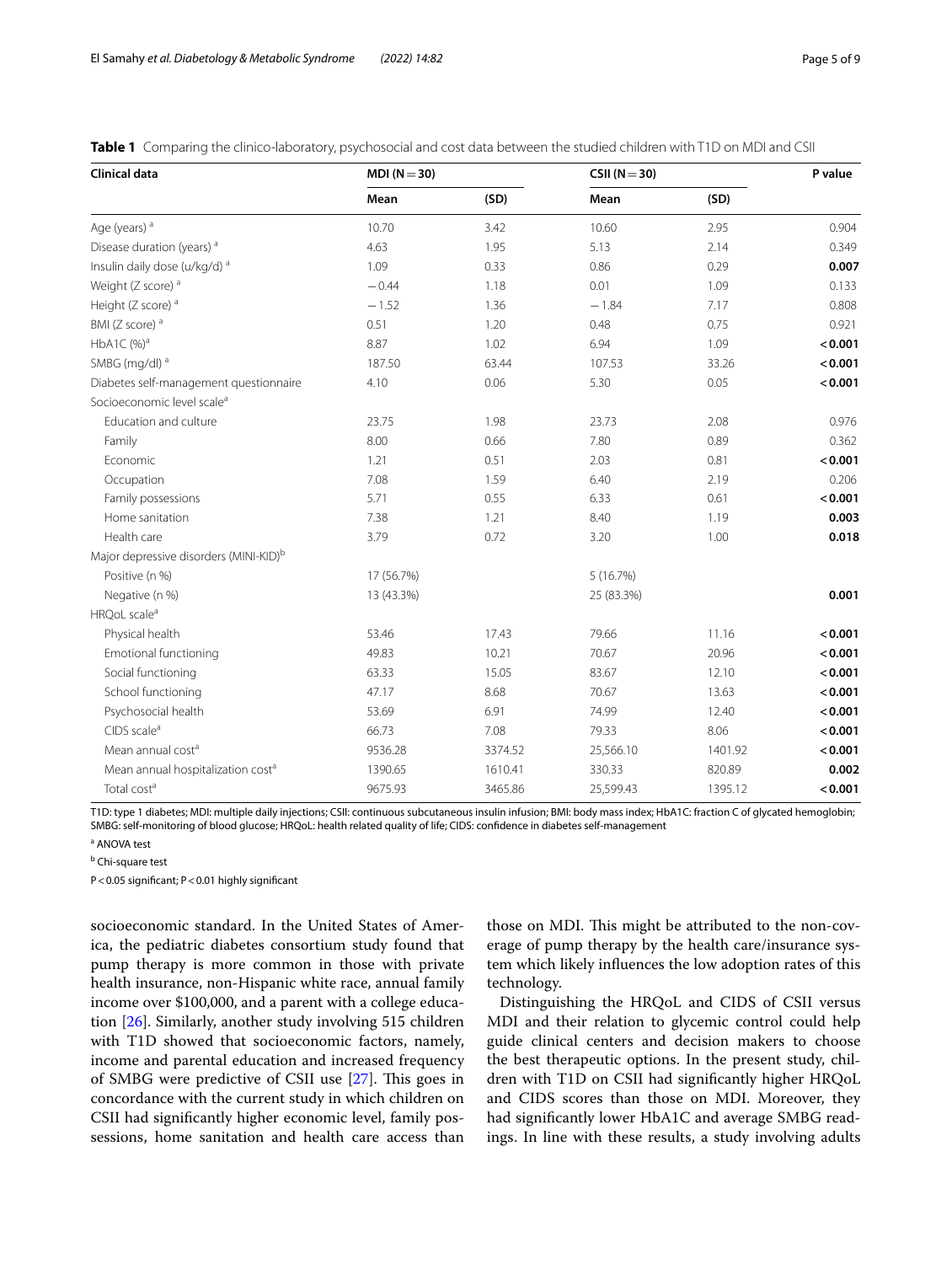**Table 1** Comparing the clinico-laboratory, psychosocial and cost data between the studied children with T1D on MDI and CSII

| Clinical data | MDI (N = 30) | | CSII (N = 30) | | P value |
|---|---|---|---|---|---|
| | Mean | (SD) | Mean | (SD) | |
| Age (years) [a] | 10.70 | 3.42 | 10.60 | 2.95 | 0.904 |
| Disease duration (years) [a] | 4.63 | 1.95 | 5.13 | 2.14 | 0.349 |
| Insulin daily dose (u/kg/d) [a] | 1.09 | 0.33 | 0.86 | 0.29 | **0.007** |
| Weight (Z score) [a] | −0.44 | 1.18 | 0.01 | 1.09 | 0.133 |
| Height (Z score) [a] | −1.52 | 1.36 | −1.84 | 7.17 | 0.808 |
| BMI (Z score) [a] | 0.51 | 1.20 | 0.48 | 0.75 | 0.921 |
| HbA1C (%)[a] | 8.87 | 1.02 | 6.94 | 1.09 | **< 0.001** |
| SMBG (mg/dl) [a] | 187.50 | 63.44 | 107.53 | 33.26 | **< 0.001** |
| Diabetes self-management questionnaire | 4.10 | 0.06 | 5.30 | 0.05 | **< 0.001** |
| Socioeconomic level scale[a] | | | | | |
| Education and culture | 23.75 | 1.98 | 23.73 | 2.08 | 0.976 |
| Family | 8.00 | 0.66 | 7.80 | 0.89 | 0.362 |
| Economic | 1.21 | 0.51 | 2.03 | 0.81 | **< 0.001** |
| Occupation | 7.08 | 1.59 | 6.40 | 2.19 | 0.206 |
| Family possessions | 5.71 | 0.55 | 6.33 | 0.61 | **< 0.001** |
| Home sanitation | 7.38 | 1.21 | 8.40 | 1.19 | **0.003** |
| Health care | 3.79 | 0.72 | 3.20 | 1.00 | **0.018** |
| Major depressive disorders (MINI-KID)[b] | | | | | |
| Positive (n %) | 17 (56.7%) | | 5 (16.7%) | | |
| Negative (n %) | 13 (43.3%) | | 25 (83.3%) | | **0.001** |
| HRQoL scale[a] | | | | | |
| Physical health | 53.46 | 17.43 | 79.66 | 11.16 | **< 0.001** |
| Emotional functioning | 49.83 | 10.21 | 70.67 | 20.96 | **< 0.001** |
| Social functioning | 63.33 | 15.05 | 83.67 | 12.10 | **< 0.001** |
| School functioning | 47.17 | 8.68 | 70.67 | 13.63 | **< 0.001** |
| Psychosocial health | 53.69 | 6.91 | 74.99 | 12.40 | **< 0.001** |
| CIDS scale[a] | 66.73 | 7.08 | 79.33 | 8.06 | **< 0.001** |
| Mean annual cost[a] | 9536.28 | 3374.52 | 25,566.10 | 1401.92 | **< 0.001** |
| Mean annual hospitalization cost[a] | 1390.65 | 1610.41 | 330.33 | 820.89 | **0.002** |
| Total cost[a] | 9675.93 | 3465.86 | 25,599.43 | 1395.12 | **< 0.001** |

T1D: type 1 diabetes; MDI: multiple daily injections; CSII: continuous subcutaneous insulin infusion; BMI: body mass index; HbA1C: fraction C of glycated hemoglobin; SMBG: self-monitoring of blood glucose; HRQoL: health related quality of life; CIDS: confidence in diabetes self-management

[a] ANOVA test

[b] Chi-square test

P < 0.05 significant; P < 0.01 highly significant

socioeconomic standard. In the United States of America, the pediatric diabetes consortium study found that pump therapy is more common in those with private health insurance, non-Hispanic white race, annual family income over $100,000, and a parent with a college education [26]. Similarly, another study involving 515 children with T1D showed that socioeconomic factors, namely, income and parental education and increased frequency of SMBG were predictive of CSII use [27]. This goes in concordance with the current study in which children on CSII had significantly higher economic level, family possessions, home sanitation and health care access than those on MDI. This might be attributed to the non-coverage of pump therapy by the health care/insurance system which likely influences the low adoption rates of this technology.

Distinguishing the HRQoL and CIDS of CSII versus MDI and their relation to glycemic control could help guide clinical centers and decision makers to choose the best therapeutic options. In the present study, children with T1D on CSII had significantly higher HRQoL and CIDS scores than those on MDI. Moreover, they had significantly lower HbA1C and average SMBG readings. In line with these results, a study involving adults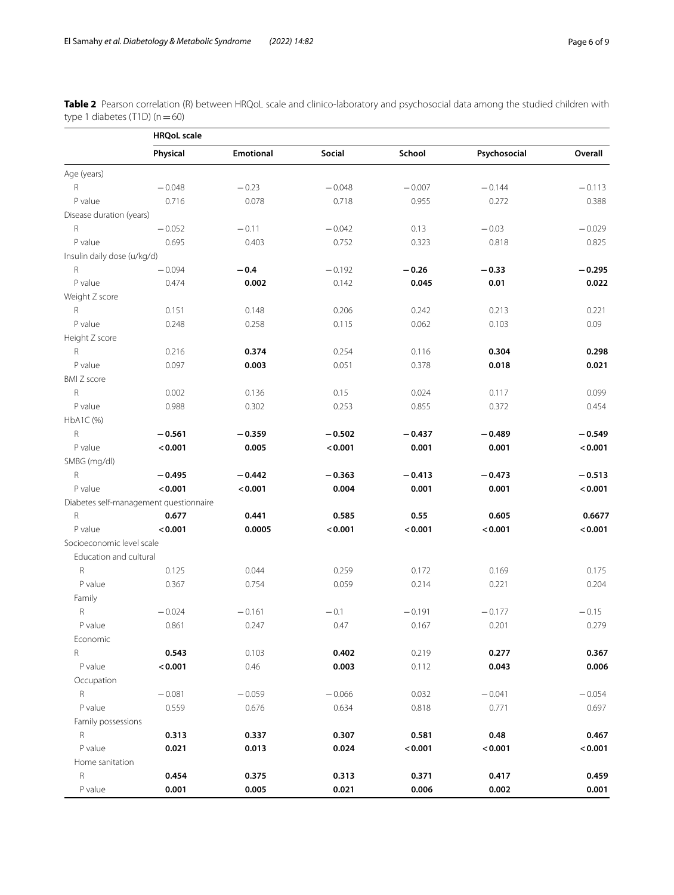**Table 2** Pearson correlation (R) between HRQoL scale and clinico-laboratory and psychosocial data among the studied children with type 1 diabetes (T1D) (n = 60)

| | HRQoL scale | | | | | |
|---|---|---|---|---|---|---|
| | **Physical** | **Emotional** | **Social** | **School** | **Psychosocial** | **Overall** |
| Age (years) | | | | | | |
| R | − 0.048 | − 0.23 | − 0.048 | − 0.007 | − 0.144 | − 0.113 |
| P value | 0.716 | 0.078 | 0.718 | 0.955 | 0.272 | 0.388 |
| Disease duration (years) | | | | | | |
| R | − 0.052 | − 0.11 | − 0.042 | 0.13 | − 0.03 | − 0.029 |
| P value | 0.695 | 0.403 | 0.752 | 0.323 | 0.818 | 0.825 |
| Insulin daily dose (u/kg/d) | | | | | | |
| R | − 0.094 | **− 0.4** | − 0.192 | **− 0.26** | **− 0.33** | **− 0.295** |
| P value | 0.474 | **0.002** | 0.142 | **0.045** | **0.01** | **0.022** |
| Weight Z score | | | | | | |
| R | 0.151 | 0.148 | 0.206 | 0.242 | 0.213 | 0.221 |
| P value | 0.248 | 0.258 | 0.115 | 0.062 | 0.103 | 0.09 |
| Height Z score | | | | | | |
| R | 0.216 | **0.374** | 0.254 | 0.116 | **0.304** | **0.298** |
| P value | 0.097 | **0.003** | 0.051 | 0.378 | **0.018** | **0.021** |
| BMI Z score | | | | | | |
| R | 0.002 | 0.136 | 0.15 | 0.024 | 0.117 | 0.099 |
| P value | 0.988 | 0.302 | 0.253 | 0.855 | 0.372 | 0.454 |
| HbA1C (%) | | | | | | |
| R | **− 0.561** | **− 0.359** | **− 0.502** | **− 0.437** | **− 0.489** | **− 0.549** |
| P value | **< 0.001** | **0.005** | **< 0.001** | **0.001** | **0.001** | **< 0.001** |
| SMBG (mg/dl) | | | | | | |
| R | **− 0.495** | **− 0.442** | **− 0.363** | **− 0.413** | **− 0.473** | **− 0.513** |
| P value | **< 0.001** | **< 0.001** | **0.004** | **0.001** | **0.001** | **< 0.001** |
| Diabetes self-management questionnaire | | | | | | |
| R | **0.677** | **0.441** | **0.585** | **0.55** | **0.605** | **0.6677** |
| P value | **< 0.001** | **0.0005** | **< 0.001** | **< 0.001** | **< 0.001** | **< 0.001** |
| Socioeconomic level scale | | | | | | |
| Education and cultural | | | | | | |
| R | 0.125 | 0.044 | 0.259 | 0.172 | 0.169 | 0.175 |
| P value | 0.367 | 0.754 | 0.059 | 0.214 | 0.221 | 0.204 |
| Family | | | | | | |
| R | − 0.024 | − 0.161 | − 0.1 | − 0.191 | − 0.177 | − 0.15 |
| P value | 0.861 | 0.247 | 0.47 | 0.167 | 0.201 | 0.279 |
| Economic | | | | | | |
| R | **0.543** | 0.103 | **0.402** | 0.219 | **0.277** | **0.367** |
| P value | **< 0.001** | 0.46 | **0.003** | 0.112 | **0.043** | **0.006** |
| Occupation | | | | | | |
| R | − 0.081 | − 0.059 | − 0.066 | 0.032 | − 0.041 | − 0.054 |
| P value | 0.559 | 0.676 | 0.634 | 0.818 | 0.771 | 0.697 |
| Family possessions | | | | | | |
| R | **0.313** | **0.337** | **0.307** | **0.581** | **0.48** | **0.467** |
| P value | **0.021** | **0.013** | **0.024** | **< 0.001** | **< 0.001** | **< 0.001** |
| Home sanitation | | | | | | |
| R | **0.454** | **0.375** | **0.313** | **0.371** | **0.417** | **0.459** |
| P value | **0.001** | **0.005** | **0.021** | **0.006** | **0.002** | **0.001** |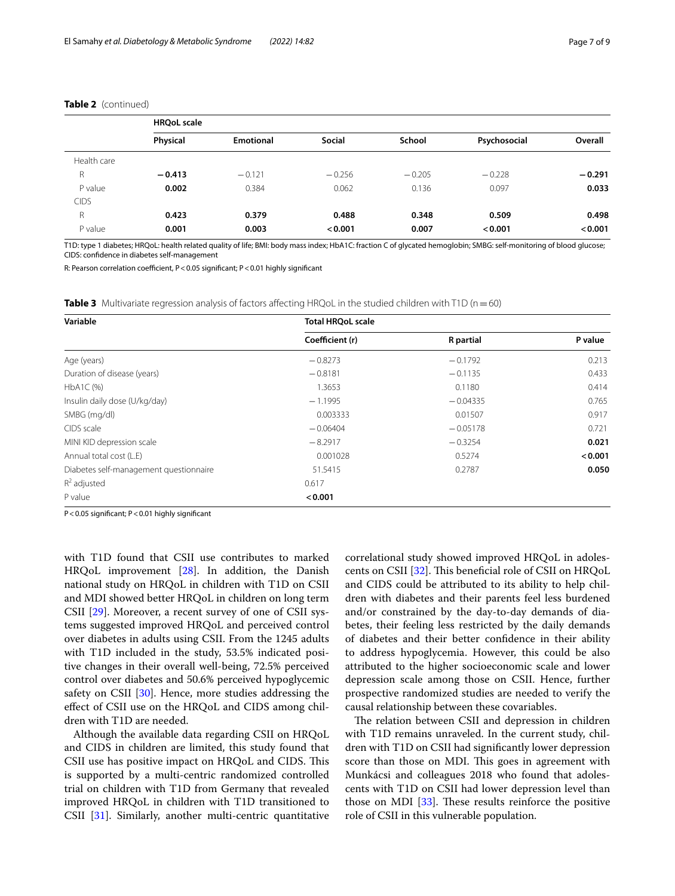**Table 2** (continued)

| | HRQoL scale | | | | | |
|---|---|---|---|---|---|---|
| | **Physical** | **Emotional** | **Social** | **School** | **Psychosocial** | **Overall** |
| Health care | | | | | | |
| R | **−0.413** | −0.121 | −0.256 | −0.205 | −0.228 | **−0.291** |
| P value | **0.002** | 0.384 | 0.062 | 0.136 | 0.097 | **0.033** |
| CIDS | | | | | | |
| R | **0.423** | **0.379** | **0.488** | **0.348** | **0.509** | **0.498** |
| P value | **0.001** | **0.003** | **< 0.001** | **0.007** | **< 0.001** | **< 0.001** |

T1D: type 1 diabetes; HRQoL: health related quality of life; BMI: body mass index; HbA1C: fraction C of glycated hemoglobin; SMBG: self-monitoring of blood glucose; CIDS: confidence in diabetes self-management

R: Pearson correlation coefficient, P < 0.05 significant; P < 0.01 highly significant

**Table 3** Multivariate regression analysis of factors affecting HRQoL in the studied children with T1D (n = 60)

| Variable | Total HRQoL scale | | |
|---|---|---|---|
| | **Coefficient (r)** | **R partial** | **P value** |
| Age (years) | −0.8273 | −0.1792 | 0.213 |
| Duration of disease (years) | −0.8181 | −0.1135 | 0.433 |
| HbA1C (%) | 1.3653 | 0.1180 | 0.414 |
| Insulin daily dose (U/kg/day) | −1.1995 | −0.04335 | 0.765 |
| SMBG (mg/dl) | 0.003333 | 0.01507 | 0.917 |
| CIDS scale | −0.06404 | −0.05178 | 0.721 |
| MINI KID depression scale | −8.2917 | −0.3254 | **0.021** |
| Annual total cost (L.E) | 0.001028 | 0.5274 | **< 0.001** |
| Diabetes self-management questionnaire | 51.5415 | 0.2787 | **0.050** |
| $R^2$ adjusted | 0.617 | | |
| P value | **< 0.001** | | |

P < 0.05 significant; P < 0.01 highly significant

with T1D found that CSII use contributes to marked HRQoL improvement [28]. In addition, the Danish national study on HRQoL in children with T1D on CSII and MDI showed better HRQoL in children on long term CSII [29]. Moreover, a recent survey of one of CSII systems suggested improved HRQoL and perceived control over diabetes in adults using CSII. From the 1245 adults with T1D included in the study, 53.5% indicated positive changes in their overall well-being, 72.5% perceived control over diabetes and 50.6% perceived hypoglycemic safety on CSII [30]. Hence, more studies addressing the effect of CSII use on the HRQoL and CIDS among children with T1D are needed.

Although the available data regarding CSII on HRQoL and CIDS in children are limited, this study found that CSII use has positive impact on HRQoL and CIDS. This is supported by a multi-centric randomized controlled trial on children with T1D from Germany that revealed improved HRQoL in children with T1D transitioned to CSII [31]. Similarly, another multi-centric quantitative correlational study showed improved HRQoL in adolescents on CSII [32]. This beneficial role of CSII on HRQoL and CIDS could be attributed to its ability to help children with diabetes and their parents feel less burdened and/or constrained by the day-to-day demands of diabetes, their feeling less restricted by the daily demands of diabetes and their better confidence in their ability to address hypoglycemia. However, this could be also attributed to the higher socioeconomic scale and lower depression scale among those on CSII. Hence, further prospective randomized studies are needed to verify the causal relationship between these covariables.

The relation between CSII and depression in children with T1D remains unraveled. In the current study, children with T1D on CSII had significantly lower depression score than those on MDI. This goes in agreement with Munkácsi and colleagues 2018 who found that adolescents with T1D on CSII had lower depression level than those on MDI [33]. These results reinforce the positive role of CSII in this vulnerable population.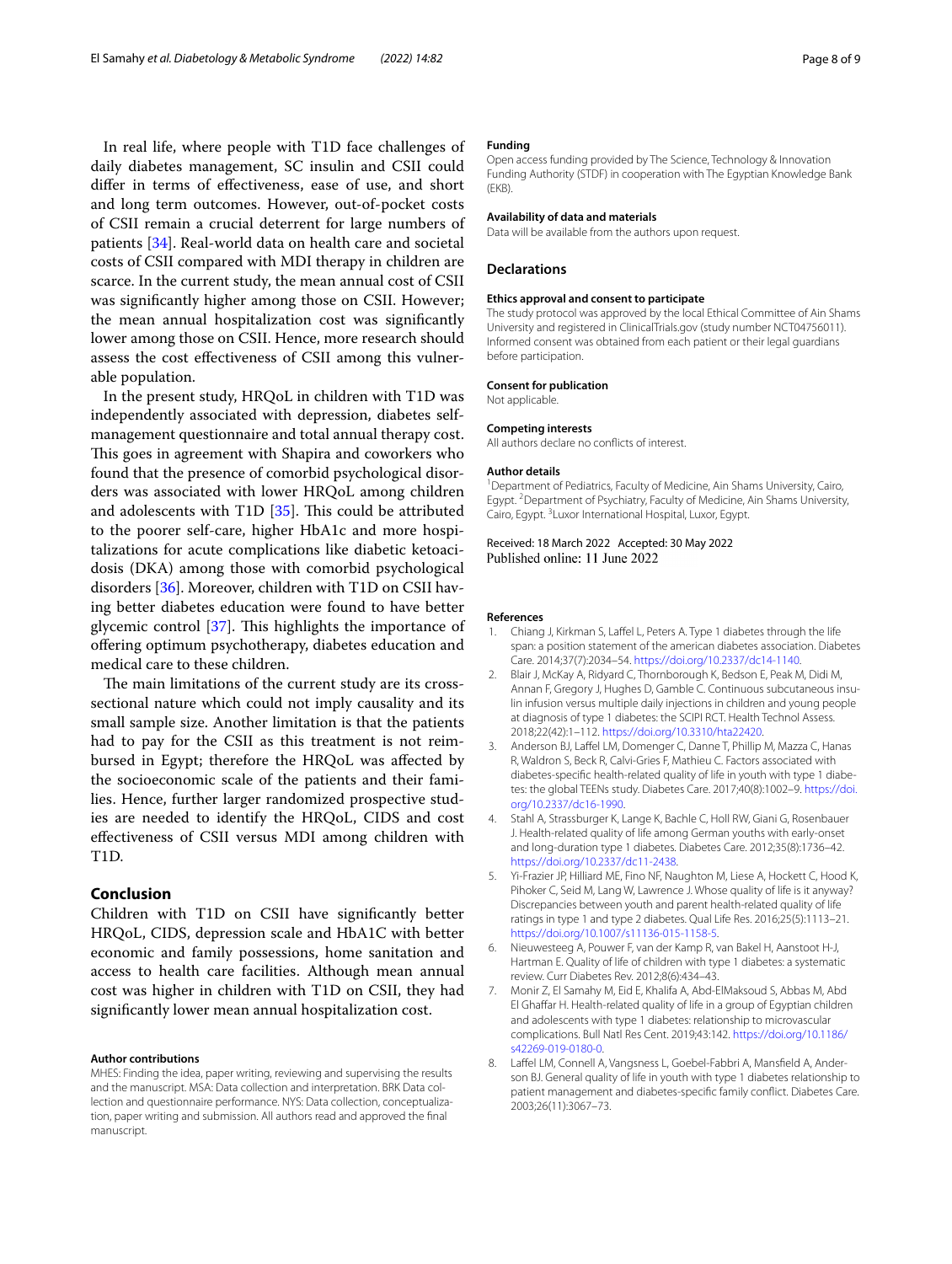In real life, where people with T1D face challenges of daily diabetes management, SC insulin and CSII could differ in terms of effectiveness, ease of use, and short and long term outcomes. However, out-of-pocket costs of CSII remain a crucial deterrent for large numbers of patients [34]. Real-world data on health care and societal costs of CSII compared with MDI therapy in children are scarce. In the current study, the mean annual cost of CSII was significantly higher among those on CSII. However; the mean annual hospitalization cost was significantly lower among those on CSII. Hence, more research should assess the cost effectiveness of CSII among this vulnerable population.

In the present study, HRQoL in children with T1D was independently associated with depression, diabetes self-management questionnaire and total annual therapy cost. This goes in agreement with Shapira and coworkers who found that the presence of comorbid psychological disorders was associated with lower HRQoL among children and adolescents with T1D [35]. This could be attributed to the poorer self-care, higher HbA1c and more hospitalizations for acute complications like diabetic ketoacidosis (DKA) among those with comorbid psychological disorders [36]. Moreover, children with T1D on CSII having better diabetes education were found to have better glycemic control [37]. This highlights the importance of offering optimum psychotherapy, diabetes education and medical care to these children.

The main limitations of the current study are its cross-sectional nature which could not imply causality and its small sample size. Another limitation is that the patients had to pay for the CSII as this treatment is not reimbursed in Egypt; therefore the HRQoL was affected by the socioeconomic scale of the patients and their families. Hence, further larger randomized prospective studies are needed to identify the HRQoL, CIDS and cost effectiveness of CSII versus MDI among children with T1D.

## Conclusion

Children with T1D on CSII have significantly better HRQoL, CIDS, depression scale and HbA1C with better economic and family possessions, home sanitation and access to health care facilities. Although mean annual cost was higher in children with T1D on CSII, they had significantly lower mean annual hospitalization cost.

#### Author contributions

MHES: Finding the idea, paper writing, reviewing and supervising the results and the manuscript. MSA: Data collection and interpretation. BRK Data collection and questionnaire performance. NYS: Data collection, conceptualization, paper writing and submission. All authors read and approved the final manuscript.

#### Funding

Open access funding provided by The Science, Technology & Innovation Funding Authority (STDF) in cooperation with The Egyptian Knowledge Bank (EKB).

#### Availability of data and materials

Data will be available from the authors upon request.

### Declarations

#### Ethics approval and consent to participate

The study protocol was approved by the local Ethical Committee of Ain Shams University and registered in ClinicalTrials.gov (study number NCT04756011). Informed consent was obtained from each patient or their legal guardians before participation.

#### Consent for publication

Not applicable.

#### Competing interests

All authors declare no conflicts of interest.

#### Author details

[1]Department of Pediatrics, Faculty of Medicine, Ain Shams University, Cairo, Egypt. [2]Department of Psychiatry, Faculty of Medicine, Ain Shams University, Cairo, Egypt. [3]Luxor International Hospital, Luxor, Egypt.

Received: 18 March 2022 Accepted: 30 May 2022
Published online: 11 June 2022

#### References

1. Chiang J, Kirkman S, Laffel L, Peters A. Type 1 diabetes through the life span: a position statement of the american diabetes association. Diabetes Care. 2014;37(7):2034–54. https://doi.org/10.2337/dc14-1140.
2. Blair J, McKay A, Ridyard C, Thornborough K, Bedson E, Peak M, Didi M, Annan F, Gregory J, Hughes D, Gamble C. Continuous subcutaneous insulin infusion versus multiple daily injections in children and young people at diagnosis of type 1 diabetes: the SCIPI RCT. Health Technol Assess. 2018;22(42):1–112. https://doi.org/10.3310/hta22420.
3. Anderson BJ, Laffel LM, Domenger C, Danne T, Phillip M, Mazza C, Hanas R, Waldron S, Beck R, Calvi-Gries F, Mathieu C. Factors associated with diabetes-specific health-related quality of life in youth with type 1 diabetes: the global TEENs study. Diabetes Care. 2017;40(8):1002–9. https://doi.org/10.2337/dc16-1990.
4. Stahl A, Strassburger K, Lange K, Bachle C, Holl RW, Giani G, Rosenbauer J. Health-related quality of life among German youths with early-onset and long-duration type 1 diabetes. Diabetes Care. 2012;35(8):1736–42. https://doi.org/10.2337/dc11-2438.
5. Yi-Frazier JP, Hilliard ME, Fino NF, Naughton M, Liese A, Hockett C, Hood K, Pihoker C, Seid M, Lang W, Lawrence J. Whose quality of life is it anyway? Discrepancies between youth and parent health-related quality of life ratings in type 1 and type 2 diabetes. Qual Life Res. 2016;25(5):1113–21. https://doi.org/10.1007/s11136-015-1158-5.
6. Nieuwesteeg A, Pouwer F, van der Kamp R, van Bakel H, Aanstoot H-J, Hartman E. Quality of life of children with type 1 diabetes: a systematic review. Curr Diabetes Rev. 2012;8(6):434–43.
7. Monir Z, El Samahy M, Eid E, Khalifa A, Abd-ElMaksoud S, Abbas M, Abd El Ghaffar H. Health-related quality of life in a group of Egyptian children and adolescents with type 1 diabetes: relationship to microvascular complications. Bull Natl Res Cent. 2019;43:142. https://doi.org/10.1186/s42269-019-0180-0.
8. Laffel LM, Connell A, Vangsness L, Goebel-Fabbri A, Mansfield A, Anderson BJ. General quality of life in youth with type 1 diabetes relationship to patient management and diabetes-specific family conflict. Diabetes Care. 2003;26(11):3067–73.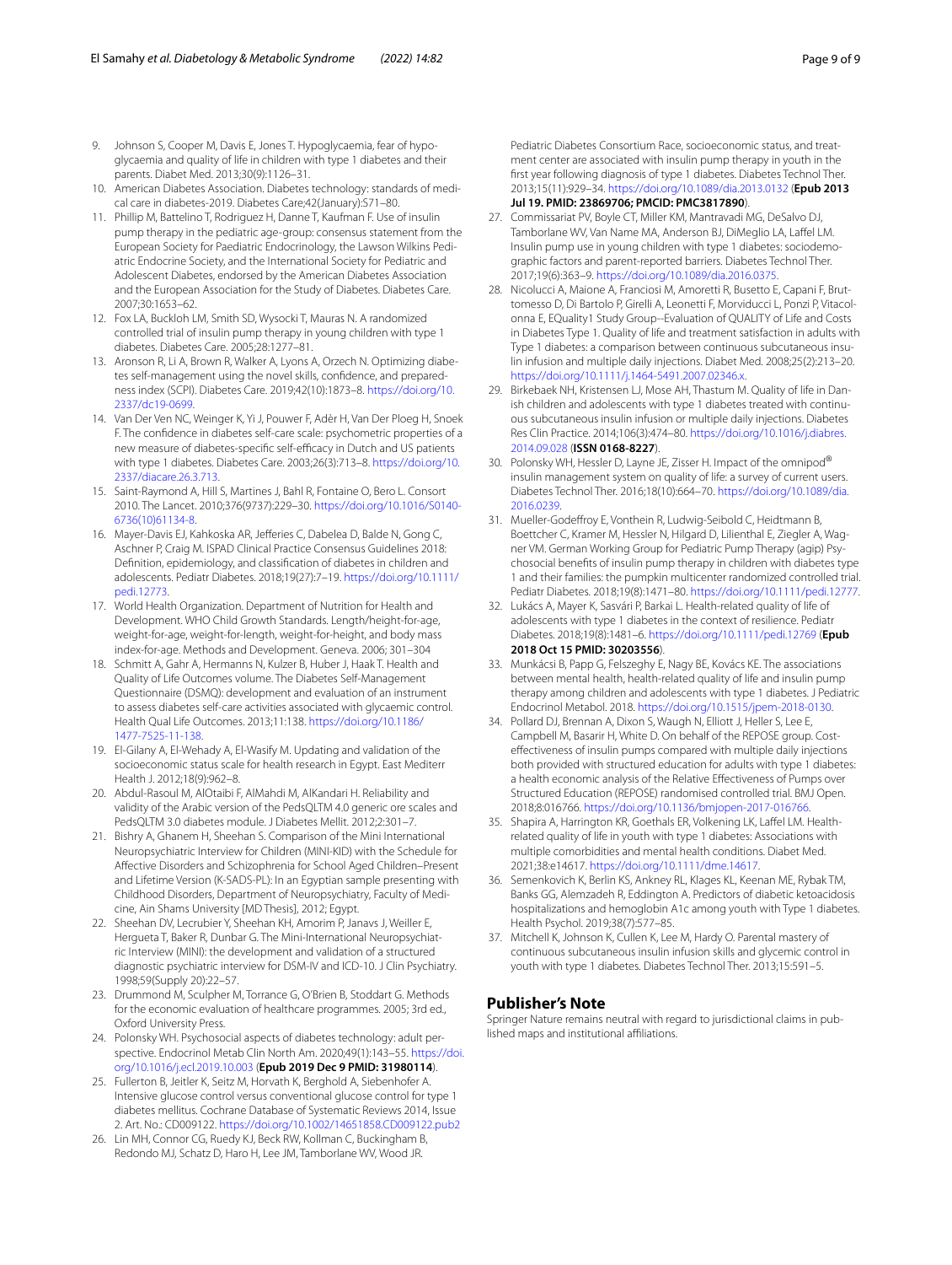9. Johnson S, Cooper M, Davis E, Jones T. Hypoglycaemia, fear of hypoglycaemia and quality of life in children with type 1 diabetes and their parents. Diabet Med. 2013;30(9):1126–31.
10. American Diabetes Association. Diabetes technology: standards of medical care in diabetes-2019. Diabetes Care;42(January):S71–80.
11. Phillip M, Battelino T, Rodriguez H, Danne T, Kaufman F. Use of insulin pump therapy in the pediatric age-group: consensus statement from the European Society for Paediatric Endocrinology, the Lawson Wilkins Pediatric Endocrine Society, and the International Society for Pediatric and Adolescent Diabetes, endorsed by the American Diabetes Association and the European Association for the Study of Diabetes. Diabetes Care. 2007;30:1653–62.
12. Fox LA, Buckloh LM, Smith SD, Wysocki T, Mauras N. A randomized controlled trial of insulin pump therapy in young children with type 1 diabetes. Diabetes Care. 2005;28:1277–81.
13. Aronson R, Li A, Brown R, Walker A, Lyons A, Orzech N. Optimizing diabetes self-management using the novel skills, confidence, and preparedness index (SCPI). Diabetes Care. 2019;42(10):1873–8. https://doi.org/10.2337/dc19-0699.
14. Van Der Ven NC, Weinger K, Yi J, Pouwer F, Adèr H, Van Der Ploeg H, Snoek F. The confidence in diabetes self-care scale: psychometric properties of a new measure of diabetes-specific self-efficacy in Dutch and US patients with type 1 diabetes. Diabetes Care. 2003;26(3):713–8. https://doi.org/10.2337/diacare.26.3.713.
15. Saint-Raymond A, Hill S, Martines J, Bahl R, Fontaine O, Bero L. Consort 2010. The Lancet. 2010;376(9737):229–30. https://doi.org/10.1016/S0140-6736(10)61134-8.
16. Mayer-Davis EJ, Kahkoska AR, Jefferies C, Dabelea D, Balde N, Gong C, Aschner P, Craig M. ISPAD Clinical Practice Consensus Guidelines 2018: Definition, epidemiology, and classification of diabetes in children and adolescents. Pediatr Diabetes. 2018;19(27):7–19. https://doi.org/10.1111/pedi.12773.
17. World Health Organization. Department of Nutrition for Health and Development. WHO Child Growth Standards. Length/height-for-age, weight-for-age, weight-for-length, weight-for-height, and body mass index-for-age. Methods and Development. Geneva. 2006; 301–304
18. Schmitt A, Gahr A, Hermanns N, Kulzer B, Huber J, Haak T. Health and Quality of Life Outcomes volume. The Diabetes Self-Management Questionnaire (DSMQ): development and evaluation of an instrument to assess diabetes self-care activities associated with glycaemic control. Health Qual Life Outcomes. 2013;11:138. https://doi.org/10.1186/1477-7525-11-138.
19. El-Gilany A, El-Wehady A, El-Wasify M. Updating and validation of the socioeconomic status scale for health research in Egypt. East Mediterr Health J. 2012;18(9):962–8.
20. Abdul-Rasoul M, AlOtaibi F, AlMahdi M, AlKandari H. Reliability and validity of the Arabic version of the PedsQLTM 4.0 generic ore scales and PedsQLTM 3.0 diabetes module. J Diabetes Mellit. 2012;2:301–7.
21. Bishry A, Ghanem H, Sheehan S. Comparison of the Mini International Neuropsychiatric Interview for Children (MINI-KID) with the Schedule for Affective Disorders and Schizophrenia for School Aged Children–Present and Lifetime Version (K-SADS-PL): In an Egyptian sample presenting with Childhood Disorders, Department of Neuropsychiatry, Faculty of Medicine, Ain Shams University [MD Thesis], 2012; Egypt.
22. Sheehan DV, Lecrubier Y, Sheehan KH, Amorim P, Janavs J, Weiller E, Hergueta T, Baker R, Dunbar G. The Mini-International Neuropsychiatric Interview (MINI): the development and validation of a structured diagnostic psychiatric interview for DSM-IV and ICD-10. J Clin Psychiatry. 1998;59(Supply 20):22–57.
23. Drummond M, Sculpher M, Torrance G, O'Brien B, Stoddart G. Methods for the economic evaluation of healthcare programmes. 2005; 3rd ed., Oxford University Press.
24. Polonsky WH. Psychosocial aspects of diabetes technology: adult perspective. Endocrinol Metab Clin North Am. 2020;49(1):143–55. https://doi.org/10.1016/j.ecl.2019.10.003 (**Epub 2019 Dec 9 PMID: 31980114**).
25. Fullerton B, Jeitler K, Seitz M, Horvath K, Berghold A, Siebenhofer A. Intensive glucose control versus conventional glucose control for type 1 diabetes mellitus. Cochrane Database of Systematic Reviews 2014, Issue 2. Art. No.: CD009122. https://doi.org/10.1002/14651858.CD009122.pub2
26. Lin MH, Connor CG, Ruedy KJ, Beck RW, Kollman C, Buckingham B, Redondo MJ, Schatz D, Haro H, Lee JM, Tamborlane WV, Wood JR. Pediatric Diabetes Consortium Race, socioeconomic status, and treatment center are associated with insulin pump therapy in youth in the first year following diagnosis of type 1 diabetes. Diabetes Technol Ther. 2013;15(11):929–34. https://doi.org/10.1089/dia.2013.0132 (**Epub 2013 Jul 19. PMID: 23869706; PMCID: PMC3817890**).
27. Commissariat PV, Boyle CT, Miller KM, Mantravadi MG, DeSalvo DJ, Tamborlane WV, Van Name MA, Anderson BJ, DiMeglio LA, Laffel LM. Insulin pump use in young children with type 1 diabetes: sociodemographic factors and parent-reported barriers. Diabetes Technol Ther. 2017;19(6):363–9. https://doi.org/10.1089/dia.2016.0375.
28. Nicolucci A, Maione A, Franciosi M, Amoretti R, Busetto E, Capani F, Bruttomesso D, Di Bartolo P, Girelli A, Leonetti F, Morviducci L, Ponzi P, Vitacolonna E, EQuality1 Study Group--Evaluation of QUALITY of Life and Costs in Diabetes Type 1. Quality of life and treatment satisfaction in adults with Type 1 diabetes: a comparison between continuous subcutaneous insulin infusion and multiple daily injections. Diabet Med. 2008;25(2):213–20. https://doi.org/10.1111/j.1464-5491.2007.02346.x.
29. Birkebaek NH, Kristensen LJ, Mose AH, Thastum M. Quality of life in Danish children and adolescents with type 1 diabetes treated with continuous subcutaneous insulin infusion or multiple daily injections. Diabetes Res Clin Practice. 2014;106(3):474–80. https://doi.org/10.1016/j.diabres.2014.09.028 (**ISSN 0168-8227**).
30. Polonsky WH, Hessler D, Layne JE, Zisser H. Impact of the omnipod® insulin management system on quality of life: a survey of current users. Diabetes Technol Ther. 2016;18(10):664–70. https://doi.org/10.1089/dia.2016.0239.
31. Mueller-Godeffroy E, Vonthein R, Ludwig-Seibold C, Heidtmann B, Boettcher C, Kramer M, Hessler N, Hilgard D, Lilienthal E, Ziegler A, Wagner VM. German Working Group for Pediatric Pump Therapy (agip) Psychosocial benefits of insulin pump therapy in children with diabetes type 1 and their families: the pumpkin multicenter randomized controlled trial. Pediatr Diabetes. 2018;19(8):1471–80. https://doi.org/10.1111/pedi.12777.
32. Lukács A, Mayer K, Sasvári P, Barkai L. Health-related quality of life of adolescents with type 1 diabetes in the context of resilience. Pediatr Diabetes. 2018;19(8):1481–6. https://doi.org/10.1111/pedi.12769 (**Epub 2018 Oct 15 PMID: 30203556**).
33. Munkácsi B, Papp G, Felszeghy E, Nagy BE, Kovács KE. The associations between mental health, health-related quality of life and insulin pump therapy among children and adolescents with type 1 diabetes. J Pediatric Endocrinol Metabol. 2018. https://doi.org/10.1515/jpem-2018-0130.
34. Pollard DJ, Brennan A, Dixon S, Waugh N, Elliott J, Heller S, Lee E, Campbell M, Basarir H, White D. On behalf of the REPOSE group. Cost-effectiveness of insulin pumps compared with multiple daily injections both provided with structured education for adults with type 1 diabetes: a health economic analysis of the Relative Effectiveness of Pumps over Structured Education (REPOSE) randomised controlled trial. BMJ Open. 2018;8:016766. https://doi.org/10.1136/bmjopen-2017-016766.
35. Shapira A, Harrington KR, Goethals ER, Volkening LK, Laffel LM. Health-related quality of life in youth with type 1 diabetes: Associations with multiple comorbidities and mental health conditions. Diabet Med. 2021;38:e14617. https://doi.org/10.1111/dme.14617.
36. Semenkovich K, Berlin KS, Ankney RL, Klages KL, Keenan ME, Rybak TM, Banks GG, Alemzadeh R, Eddington A. Predictors of diabetic ketoacidosis hospitalizations and hemoglobin A1c among youth with Type 1 diabetes. Health Psychol. 2019;38(7):577–85.
37. Mitchell K, Johnson K, Cullen K, Lee M, Hardy O. Parental mastery of continuous subcutaneous insulin infusion skills and glycemic control in youth with type 1 diabetes. Diabetes Technol Ther. 2013;15:591–5.

## Publisher's Note

Springer Nature remains neutral with regard to jurisdictional claims in published maps and institutional affiliations.